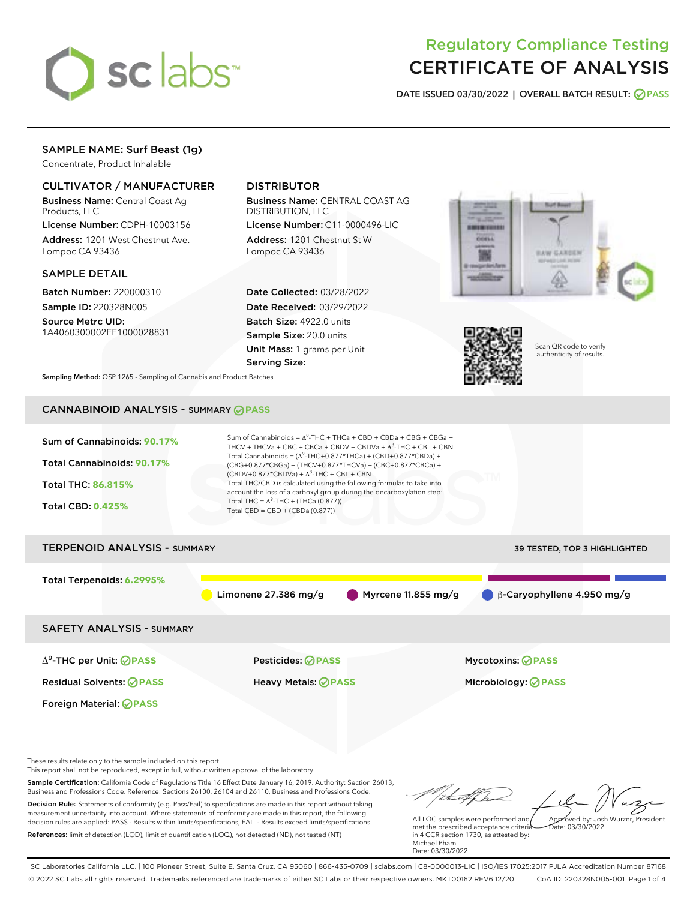# Regulatory Compliance Testing
# CERTIFICATE OF ANALYSIS

**DATE ISSUED** 03/30/2022 | **OVERALL BATCH RESULT:** PASS

## SAMPLE NAME: Surf Beast (1g)

Concentrate, Product Inhalable

### CULTIVATOR / MANUFACTURER

**Business Name:** Central Coast Ag Products, LLC

**License Number:** CDPH-10003156

**Address:** 1201 West Chestnut Ave. Lompoc CA 93436

### DISTRIBUTOR

**Business Name:** CENTRAL COAST AG DISTRIBUTION, LLC

**License Number:** C11-0000496-LIC

**Address:** 1201 Chestnut St W Lompoc CA 93436

### SAMPLE DETAIL

**Batch Number:** 220000310

**Sample ID:** 220328N005

**Source Metrc UID:** 1A4060300002EE1000028831

**Date Collected:** 03/28/2022

**Date Received:** 03/29/2022

**Batch Size:** 4922.0 units

**Sample Size:** 20.0 units

**Unit Mass:** 1 grams per Unit

**Serving Size:**

Scan QR code to verify authenticity of results.

**Sampling Method:** QSP 1265 - Sampling of Cannabis and Product Batches

## CANNABINOID ANALYSIS - SUMMARY PASS

**Sum of Cannabinoids:** 90.17%

**Total Cannabinoids:** 90.17%

**Total THC:** 86.815%

**Total CBD:** 0.425%

Sum of Cannabinoids = $\Delta^9$-THC + THCa + CBD + CBDa + CBG + CBGa + THCV + THCVa + CBC + CBCa + CBDV + CBDVa + $\Delta^8$-THC + CBL + CBN

Total Cannabinoids = ($\Delta^9$-THC+0.877*THCa) + (CBD+0.877*CBDa) + (CBG+0.877*CBGa) + (THCV+0.877*THCVa) + (CBC+0.877*CBCa) + (CBDV+0.877*CBDVa) + $\Delta^8$-THC + CBL + CBN

Total THC/CBD is calculated using the following formulas to take into account the loss of a carboxyl group during the decarboxylation step:

Total THC = $\Delta^9$-THC + (THCa (0.877))

Total CBD = CBD + (CBDa (0.877))

## TERPENOID ANALYSIS - SUMMARY

39 TESTED, TOP 3 HIGHLIGHTED

**Total Terpenoids:** 6.2995%

Limonene 27.386 mg/g | Myrcene 11.855 mg/g | β-Caryophyllene 4.950 mg/g

## SAFETY ANALYSIS - SUMMARY

| | | |
|---|---|---|
| $\Delta^9$-THC per Unit: PASS | Pesticides: PASS | Mycotoxins: PASS |
| Residual Solvents: PASS | Heavy Metals: PASS | Microbiology: PASS |
| Foreign Material: PASS | | |

These results relate only to the sample included on this report.
This report shall not be reproduced, except in full, without written approval of the laboratory.

**Sample Certification:** California Code of Regulations Title 16 Effect Date January 16, 2019. Authority: Section 26013, Business and Professions Code. Reference: Sections 26100, 26104 and 26110, Business and Professions Code.

**Decision Rule:** Statements of conformity (e.g. Pass/Fail) to specifications are made in this report without taking measurement uncertainty into account. Where statements of conformity are made in this report, the following decision rules are applied: PASS - Results within limits/specifications, FAIL - Results exceed limits/specifications.

**References:** limit of detection (LOD), limit of quantification (LOQ), not detected (ND), not tested (NT)

All LQC samples were performed and met the prescribed acceptance criteria in 4 CCR section 1730, as attested by: Michael Pham
Date: 03/30/2022

Approved by: Josh Wurzer, President
Date: 03/30/2022

SC Laboratories California LLC. | 100 Pioneer Street, Suite E, Santa Cruz, CA 95060 | 866-435-0709 | sclabs.com | C8-0000013-LIC | ISO/IES 17025:2017 PJLA Accreditation Number 87168
© 2022 SC Labs all rights reserved. Trademarks referenced are trademarks of either SC Labs or their respective owners. MKT00162 REV6 12/20 CoA ID: 220328N005-001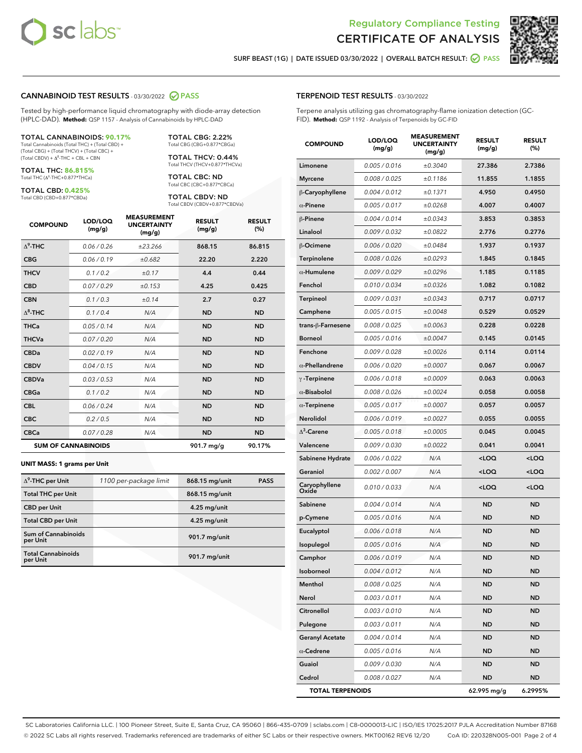# Regulatory Compliance Testing
# CERTIFICATE OF ANALYSIS

SURF BEAST (1G) | DATE ISSUED 03/30/2022 | OVERALL BATCH RESULT: PASS

## CANNABINOID TEST RESULTS - 03/30/2022 PASS

Tested by high-performance liquid chromatography with diode-array detection (HPLC-DAD). **Method:** QSP 1157 - Analysis of Cannabinoids by HPLC-DAD

**TOTAL CANNABINOIDS: 90.17%**
Total Cannabinoids (Total THC) + (Total CBD) + (Total CBG) + (Total THCV) + (Total CBC) + (Total CBDV) + $\Delta^8$-THC + CBL + CBN

**TOTAL THC: 86.815%**
Total THC ($\Delta^9$-THC+0.877*THCa)

**TOTAL CBD: 0.425%**
Total CBD (CBD+0.877*CBDa)

**TOTAL CBG: 2.22%**
Total CBG (CBG+0.877*CBGa)

**TOTAL THCV: 0.44%**
Total THCV (THCV+0.877*THCVa)

**TOTAL CBC: ND**
Total CBC (CBC+0.877*CBCa)

**TOTAL CBDV: ND**
Total CBDV (CBDV+0.877*CBDVa)

| COMPOUND | LOD/LOQ (mg/g) | MEASUREMENT UNCERTAINTY (mg/g) | RESULT (mg/g) | RESULT (%) |
|---|---|---|---|---|
| $\Delta^9$-THC | 0.06 / 0.26 | ±23.266 | 868.15 | 86.815 |
| CBG | 0.06 / 0.19 | ±0.682 | 22.20 | 2.220 |
| THCV | 0.1 / 0.2 | ±0.17 | 4.4 | 0.44 |
| CBD | 0.07 / 0.29 | ±0.153 | 4.25 | 0.425 |
| CBN | 0.1 / 0.3 | ±0.14 | 2.7 | 0.27 |
| $\Delta^8$-THC | 0.1 / 0.4 | N/A | ND | ND |
| THCa | 0.05 / 0.14 | N/A | ND | ND |
| THCVa | 0.07 / 0.20 | N/A | ND | ND |
| CBDa | 0.02 / 0.19 | N/A | ND | ND |
| CBDV | 0.04 / 0.15 | N/A | ND | ND |
| CBDVa | 0.03 / 0.53 | N/A | ND | ND |
| CBGa | 0.1 / 0.2 | N/A | ND | ND |
| CBL | 0.06 / 0.24 | N/A | ND | ND |
| CBC | 0.2 / 0.5 | N/A | ND | ND |
| CBCa | 0.07 / 0.28 | N/A | ND | ND |
| **SUM OF CANNABINOIDS** | | | 901.7 mg/g | 90.17% |

**UNIT MASS: 1 grams per Unit**

| | | | |
|---|---|---|---|
| $\Delta^9$-THC per Unit | 1100 per-package limit | 868.15 mg/unit | PASS |
| Total THC per Unit | | 868.15 mg/unit | |
| CBD per Unit | | 4.25 mg/unit | |
| Total CBD per Unit | | 4.25 mg/unit | |
| Sum of Cannabinoids per Unit | | 901.7 mg/unit | |
| Total Cannabinoids per Unit | | 901.7 mg/unit | |

## TERPENOID TEST RESULTS - 03/30/2022

Terpene analysis utilizing gas chromatography-flame ionization detection (GC-FID). **Method:** QSP 1192 - Analysis of Terpenoids by GC-FID

| COMPOUND | LOD/LOQ (mg/g) | MEASUREMENT UNCERTAINTY (mg/g) | RESULT (mg/g) | RESULT (%) |
|---|---|---|---|---|
| Limonene | 0.005 / 0.016 | ±0.3040 | 27.386 | 2.7386 |
| Myrcene | 0.008 / 0.025 | ±0.1186 | 11.855 | 1.1855 |
| β-Caryophyllene | 0.004 / 0.012 | ±0.1371 | 4.950 | 0.4950 |
| α-Pinene | 0.005 / 0.017 | ±0.0268 | 4.007 | 0.4007 |
| β-Pinene | 0.004 / 0.014 | ±0.0343 | 3.853 | 0.3853 |
| Linalool | 0.009 / 0.032 | ±0.0822 | 2.776 | 0.2776 |
| β-Ocimene | 0.006 / 0.020 | ±0.0484 | 1.937 | 0.1937 |
| Terpinolene | 0.008 / 0.026 | ±0.0293 | 1.845 | 0.1845 |
| α-Humulene | 0.009 / 0.029 | ±0.0296 | 1.185 | 0.1185 |
| Fenchol | 0.010 / 0.034 | ±0.0326 | 1.082 | 0.1082 |
| Terpineol | 0.009 / 0.031 | ±0.0343 | 0.717 | 0.0717 |
| Camphene | 0.005 / 0.015 | ±0.0048 | 0.529 | 0.0529 |
| trans-β-Farnesene | 0.008 / 0.025 | ±0.0063 | 0.228 | 0.0228 |
| Borneol | 0.005 / 0.016 | ±0.0047 | 0.145 | 0.0145 |
| Fenchone | 0.009 / 0.028 | ±0.0026 | 0.114 | 0.0114 |
| α-Phellandrene | 0.006 / 0.020 | ±0.0007 | 0.067 | 0.0067 |
| γ-Terpinene | 0.006 / 0.018 | ±0.0009 | 0.063 | 0.0063 |
| α-Bisabolol | 0.008 / 0.026 | ±0.0024 | 0.058 | 0.0058 |
| α-Terpinene | 0.005 / 0.017 | ±0.0007 | 0.057 | 0.0057 |
| Nerolidol | 0.006 / 0.019 | ±0.0027 | 0.055 | 0.0055 |
| $\Delta^3$-Carene | 0.005 / 0.018 | ±0.0005 | 0.045 | 0.0045 |
| Valencene | 0.009 / 0.030 | ±0.0022 | 0.041 | 0.0041 |
| Sabinene Hydrate | 0.006 / 0.022 | N/A | <LOQ | <LOQ |
| Geraniol | 0.002 / 0.007 | N/A | <LOQ | <LOQ |
| Caryophyllene Oxide | 0.010 / 0.033 | N/A | <LOQ | <LOQ |
| Sabinene | 0.004 / 0.014 | N/A | ND | ND |
| p-Cymene | 0.005 / 0.016 | N/A | ND | ND |
| Eucalyptol | 0.006 / 0.018 | N/A | ND | ND |
| Isopulegol | 0.005 / 0.016 | N/A | ND | ND |
| Camphor | 0.006 / 0.019 | N/A | ND | ND |
| Isoborneol | 0.004 / 0.012 | N/A | ND | ND |
| Menthol | 0.008 / 0.025 | N/A | ND | ND |
| Nerol | 0.003 / 0.011 | N/A | ND | ND |
| Citronellol | 0.003 / 0.010 | N/A | ND | ND |
| Pulegone | 0.003 / 0.011 | N/A | ND | ND |
| Geranyl Acetate | 0.004 / 0.014 | N/A | ND | ND |
| α-Cedrene | 0.005 / 0.016 | N/A | ND | ND |
| Guaiol | 0.009 / 0.030 | N/A | ND | ND |
| Cedrol | 0.008 / 0.027 | N/A | ND | ND |
| **TOTAL TERPENOIDS** | | | 62.995 mg/g | 6.2995% |

SC Laboratories California LLC. | 100 Pioneer Street, Suite E, Santa Cruz, CA 95060 | 866-435-0709 | sclabs.com | C8-0000013-LIC | ISO/IES 17025:2017 PJLA Accreditation Number 87168
© 2022 SC Labs all rights reserved. Trademarks referenced are trademarks of either SC Labs or their respective owners. MKT00162 REV6 12/20 CoA ID: 220328N005-001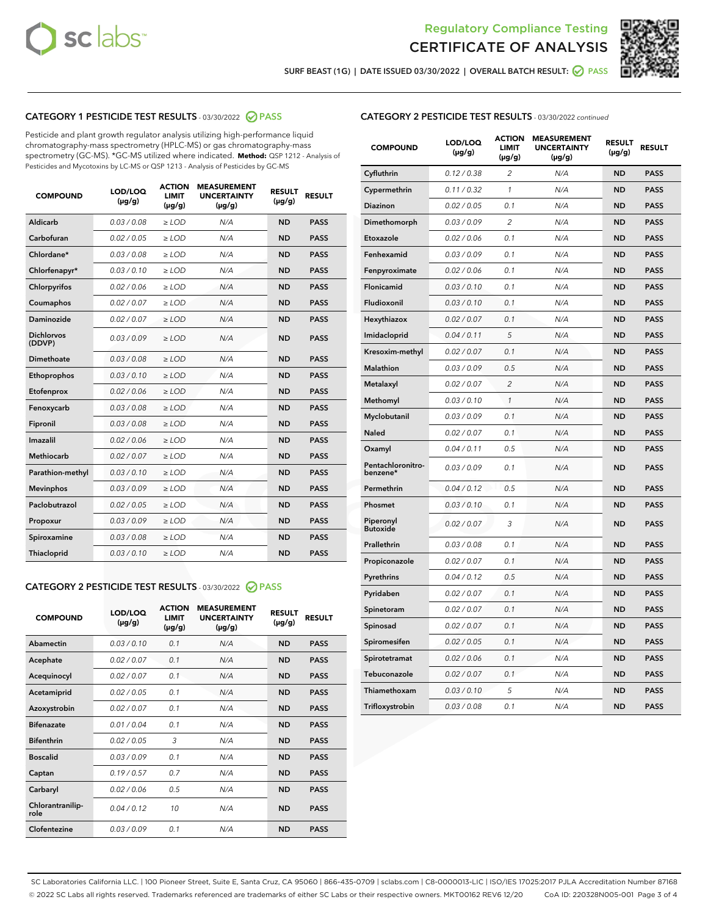SURF BEAST (1G) | DATE ISSUED 03/30/2022 | OVERALL BATCH RESULT: PASS

## CATEGORY 1 PESTICIDE TEST RESULTS - 03/30/2022 PASS

Pesticide and plant growth regulator analysis utilizing high-performance liquid chromatography-mass spectrometry (HPLC-MS) or gas chromatography-mass spectrometry (GC-MS). *GC-MS utilized where indicated. **Method:** QSP 1212 - Analysis of Pesticides and Mycotoxins by LC-MS or QSP 1213 - Analysis of Pesticides by GC-MS

| COMPOUND | LOD/LOQ (µg/g) | ACTION LIMIT (µg/g) | MEASUREMENT UNCERTAINTY (µg/g) | RESULT (µg/g) | RESULT |
|---|---|---|---|---|---|
| Aldicarb | 0.03 / 0.08 | ≥ LOD | N/A | ND | PASS |
| Carbofuran | 0.02 / 0.05 | ≥ LOD | N/A | ND | PASS |
| Chlordane* | 0.03 / 0.08 | ≥ LOD | N/A | ND | PASS |
| Chlorfenapyr* | 0.03 / 0.10 | ≥ LOD | N/A | ND | PASS |
| Chlorpyrifos | 0.02 / 0.06 | ≥ LOD | N/A | ND | PASS |
| Coumaphos | 0.02 / 0.07 | ≥ LOD | N/A | ND | PASS |
| Daminozide | 0.02 / 0.07 | ≥ LOD | N/A | ND | PASS |
| Dichlorvos (DDVP) | 0.03 / 0.09 | ≥ LOD | N/A | ND | PASS |
| Dimethoate | 0.03 / 0.08 | ≥ LOD | N/A | ND | PASS |
| Ethoprophos | 0.03 / 0.10 | ≥ LOD | N/A | ND | PASS |
| Etofenprox | 0.02 / 0.06 | ≥ LOD | N/A | ND | PASS |
| Fenoxycarb | 0.03 / 0.08 | ≥ LOD | N/A | ND | PASS |
| Fipronil | 0.03 / 0.08 | ≥ LOD | N/A | ND | PASS |
| Imazalil | 0.02 / 0.06 | ≥ LOD | N/A | ND | PASS |
| Methiocarb | 0.02 / 0.07 | ≥ LOD | N/A | ND | PASS |
| Parathion-methyl | 0.03 / 0.10 | ≥ LOD | N/A | ND | PASS |
| Mevinphos | 0.03 / 0.09 | ≥ LOD | N/A | ND | PASS |
| Paclobutrazol | 0.02 / 0.05 | ≥ LOD | N/A | ND | PASS |
| Propoxur | 0.03 / 0.09 | ≥ LOD | N/A | ND | PASS |
| Spiroxamine | 0.03 / 0.08 | ≥ LOD | N/A | ND | PASS |
| Thiacloprid | 0.03 / 0.10 | ≥ LOD | N/A | ND | PASS |

## CATEGORY 2 PESTICIDE TEST RESULTS - 03/30/2022 PASS

| COMPOUND | LOD/LOQ (µg/g) | ACTION LIMIT (µg/g) | MEASUREMENT UNCERTAINTY (µg/g) | RESULT (µg/g) | RESULT |
|---|---|---|---|---|---|
| Abamectin | 0.03 / 0.10 | 0.1 | N/A | ND | PASS |
| Acephate | 0.02 / 0.07 | 0.1 | N/A | ND | PASS |
| Acequinocyl | 0.02 / 0.07 | 0.1 | N/A | ND | PASS |
| Acetamiprid | 0.02 / 0.05 | 0.1 | N/A | ND | PASS |
| Azoxystrobin | 0.02 / 0.07 | 0.1 | N/A | ND | PASS |
| Bifenazate | 0.01 / 0.04 | 0.1 | N/A | ND | PASS |
| Bifenthrin | 0.02 / 0.05 | 3 | N/A | ND | PASS |
| Boscalid | 0.03 / 0.09 | 0.1 | N/A | ND | PASS |
| Captan | 0.19 / 0.57 | 0.7 | N/A | ND | PASS |
| Carbaryl | 0.02 / 0.06 | 0.5 | N/A | ND | PASS |
| Chlorantraniliprole | 0.04 / 0.12 | 10 | N/A | ND | PASS |
| Clofentezine | 0.03 / 0.09 | 0.1 | N/A | ND | PASS |
| Cyfluthrin | 0.12 / 0.38 | 2 | N/A | ND | PASS |
| Cypermethrin | 0.11 / 0.32 | 1 | N/A | ND | PASS |
| Diazinon | 0.02 / 0.05 | 0.1 | N/A | ND | PASS |
| Dimethomorph | 0.03 / 0.09 | 2 | N/A | ND | PASS |
| Etoxazole | 0.02 / 0.06 | 0.1 | N/A | ND | PASS |
| Fenhexamid | 0.03 / 0.09 | 0.1 | N/A | ND | PASS |
| Fenpyroximate | 0.02 / 0.06 | 0.1 | N/A | ND | PASS |
| Flonicamid | 0.03 / 0.10 | 0.1 | N/A | ND | PASS |
| Fludioxonil | 0.03 / 0.10 | 0.1 | N/A | ND | PASS |
| Hexythiazox | 0.02 / 0.07 | 0.1 | N/A | ND | PASS |
| Imidacloprid | 0.04 / 0.11 | 5 | N/A | ND | PASS |
| Kresoxim-methyl | 0.02 / 0.07 | 0.1 | N/A | ND | PASS |
| Malathion | 0.03 / 0.09 | 0.5 | N/A | ND | PASS |
| Metalaxyl | 0.02 / 0.07 | 2 | N/A | ND | PASS |
| Methomyl | 0.03 / 0.10 | 1 | N/A | ND | PASS |
| Myclobutanil | 0.03 / 0.09 | 0.1 | N/A | ND | PASS |
| Naled | 0.02 / 0.07 | 0.1 | N/A | ND | PASS |
| Oxamyl | 0.04 / 0.11 | 0.5 | N/A | ND | PASS |
| Pentachloronitrobenzene* | 0.03 / 0.09 | 0.1 | N/A | ND | PASS |
| Permethrin | 0.04 / 0.12 | 0.5 | N/A | ND | PASS |
| Phosmet | 0.03 / 0.10 | 0.1 | N/A | ND | PASS |
| Piperonyl Butoxide | 0.02 / 0.07 | 3 | N/A | ND | PASS |
| Prallethrin | 0.03 / 0.08 | 0.1 | N/A | ND | PASS |
| Propiconazole | 0.02 / 0.07 | 0.1 | N/A | ND | PASS |
| Pyrethrins | 0.04 / 0.12 | 0.5 | N/A | ND | PASS |
| Pyridaben | 0.02 / 0.07 | 0.1 | N/A | ND | PASS |
| Spinetoram | 0.02 / 0.07 | 0.1 | N/A | ND | PASS |
| Spinosad | 0.02 / 0.07 | 0.1 | N/A | ND | PASS |
| Spiromesifen | 0.02 / 0.05 | 0.1 | N/A | ND | PASS |
| Spirotetramat | 0.02 / 0.06 | 0.1 | N/A | ND | PASS |
| Tebuconazole | 0.02 / 0.07 | 0.1 | N/A | ND | PASS |
| Thiamethoxam | 0.03 / 0.10 | 5 | N/A | ND | PASS |
| Trifloxystrobin | 0.03 / 0.08 | 0.1 | N/A | ND | PASS |

SC Laboratories California LLC. | 100 Pioneer Street, Suite E, Santa Cruz, CA 95060 | 866-435-0709 | sclabs.com | C8-0000013-LIC | ISO/IES 17025:2017 PJLA Accreditation Number 87168
© 2022 SC Labs all rights reserved. Trademarks referenced are trademarks of either SC Labs or their respective owners. MKT00162 REV6 12/20 CoA ID: 220328N005-001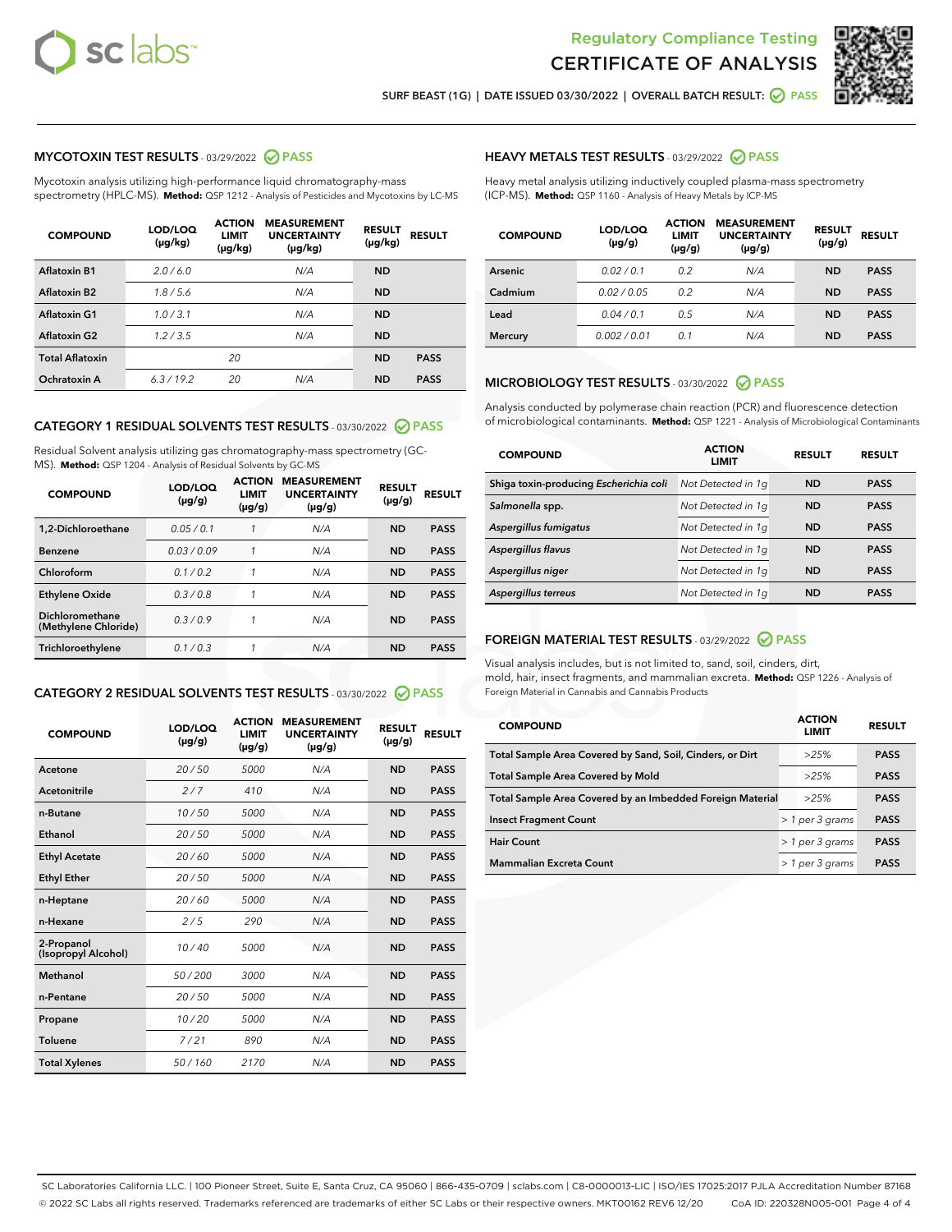Regulatory Compliance Testing

# CERTIFICATE OF ANALYSIS

SURF BEAST (1G) | DATE ISSUED 03/30/2022 | OVERALL BATCH RESULT: PASS

## MYCOTOXIN TEST RESULTS - 03/29/2022 PASS

Mycotoxin analysis utilizing high-performance liquid chromatography-mass spectrometry (HPLC-MS). **Method:** QSP 1212 - Analysis of Pesticides and Mycotoxins by LC-MS

| COMPOUND | LOD/LOQ (µg/kg) | ACTION LIMIT (µg/kg) | MEASUREMENT UNCERTAINTY (µg/kg) | RESULT (µg/kg) | RESULT |
|---|---|---|---|---|---|
| Aflatoxin B1 | 2.0 / 6.0 | | N/A | ND | |
| Aflatoxin B2 | 1.8 / 5.6 | | N/A | ND | |
| Aflatoxin G1 | 1.0 / 3.1 | | N/A | ND | |
| Aflatoxin G2 | 1.2 / 3.5 | | N/A | ND | |
| Total Aflatoxin | | 20 | | ND | PASS |
| Ochratoxin A | 6.3 / 19.2 | 20 | N/A | ND | PASS |

## CATEGORY 1 RESIDUAL SOLVENTS TEST RESULTS - 03/30/2022 PASS

Residual Solvent analysis utilizing gas chromatography-mass spectrometry (GC-MS). **Method:** QSP 1204 - Analysis of Residual Solvents by GC-MS

| COMPOUND | LOD/LOQ (µg/g) | ACTION LIMIT (µg/g) | MEASUREMENT UNCERTAINTY (µg/g) | RESULT (µg/g) | RESULT |
|---|---|---|---|---|---|
| 1,2-Dichloroethane | 0.05 / 0.1 | 1 | N/A | ND | PASS |
| Benzene | 0.03 / 0.09 | 1 | N/A | ND | PASS |
| Chloroform | 0.1 / 0.2 | 1 | N/A | ND | PASS |
| Ethylene Oxide | 0.3 / 0.8 | 1 | N/A | ND | PASS |
| Dichloromethane (Methylene Chloride) | 0.3 / 0.9 | 1 | N/A | ND | PASS |
| Trichloroethylene | 0.1 / 0.3 | 1 | N/A | ND | PASS |

## CATEGORY 2 RESIDUAL SOLVENTS TEST RESULTS - 03/30/2022 PASS

| COMPOUND | LOD/LOQ (µg/g) | ACTION LIMIT (µg/g) | MEASUREMENT UNCERTAINTY (µg/g) | RESULT (µg/g) | RESULT |
|---|---|---|---|---|---|
| Acetone | 20 / 50 | 5000 | N/A | ND | PASS |
| Acetonitrile | 2 / 7 | 410 | N/A | ND | PASS |
| n-Butane | 10 / 50 | 5000 | N/A | ND | PASS |
| Ethanol | 20 / 50 | 5000 | N/A | ND | PASS |
| Ethyl Acetate | 20 / 60 | 5000 | N/A | ND | PASS |
| Ethyl Ether | 20 / 50 | 5000 | N/A | ND | PASS |
| n-Heptane | 20 / 60 | 5000 | N/A | ND | PASS |
| n-Hexane | 2 / 5 | 290 | N/A | ND | PASS |
| 2-Propanol (Isopropyl Alcohol) | 10 / 40 | 5000 | N/A | ND | PASS |
| Methanol | 50 / 200 | 3000 | N/A | ND | PASS |
| n-Pentane | 20 / 50 | 5000 | N/A | ND | PASS |
| Propane | 10 / 20 | 5000 | N/A | ND | PASS |
| Toluene | 7 / 21 | 890 | N/A | ND | PASS |
| Total Xylenes | 50 / 160 | 2170 | N/A | ND | PASS |

## HEAVY METALS TEST RESULTS - 03/29/2022 PASS

Heavy metal analysis utilizing inductively coupled plasma-mass spectrometry (ICP-MS). **Method:** QSP 1160 - Analysis of Heavy Metals by ICP-MS

| COMPOUND | LOD/LOQ (µg/g) | ACTION LIMIT (µg/g) | MEASUREMENT UNCERTAINTY (µg/g) | RESULT (µg/g) | RESULT |
|---|---|---|---|---|---|
| Arsenic | 0.02 / 0.1 | 0.2 | N/A | ND | PASS |
| Cadmium | 0.02 / 0.05 | 0.2 | N/A | ND | PASS |
| Lead | 0.04 / 0.1 | 0.5 | N/A | ND | PASS |
| Mercury | 0.002 / 0.01 | 0.1 | N/A | ND | PASS |

## MICROBIOLOGY TEST RESULTS - 03/30/2022 PASS

Analysis conducted by polymerase chain reaction (PCR) and fluorescence detection of microbiological contaminants. **Method:** QSP 1221 - Analysis of Microbiological Contaminants

| COMPOUND | ACTION LIMIT | RESULT | RESULT |
|---|---|---|---|
| Shiga toxin-producing *Escherichia coli* | Not Detected in 1g | ND | PASS |
| *Salmonella* spp. | Not Detected in 1g | ND | PASS |
| *Aspergillus fumigatus* | Not Detected in 1g | ND | PASS |
| *Aspergillus flavus* | Not Detected in 1g | ND | PASS |
| *Aspergillus niger* | Not Detected in 1g | ND | PASS |
| *Aspergillus terreus* | Not Detected in 1g | ND | PASS |

## FOREIGN MATERIAL TEST RESULTS - 03/29/2022 PASS

Visual analysis includes, but is not limited to, sand, soil, cinders, dirt, mold, hair, insect fragments, and mammalian excreta. **Method:** QSP 1226 - Analysis of Foreign Material in Cannabis and Cannabis Products

| COMPOUND | ACTION LIMIT | RESULT |
|---|---|---|
| Total Sample Area Covered by Sand, Soil, Cinders, or Dirt | >25% | PASS |
| Total Sample Area Covered by Mold | >25% | PASS |
| Total Sample Area Covered by an Imbedded Foreign Material | >25% | PASS |
| Insect Fragment Count | > 1 per 3 grams | PASS |
| Hair Count | > 1 per 3 grams | PASS |
| Mammalian Excreta Count | > 1 per 3 grams | PASS |

SC Laboratories California LLC. | 100 Pioneer Street, Suite E, Santa Cruz, CA 95060 | 866-435-0709 | sclabs.com | C8-0000013-LIC | ISO/IES 17025:2017 PJLA Accreditation Number 87168
© 2022 SC Labs all rights reserved. Trademarks referenced are trademarks of either SC Labs or their respective owners. MKT00162 REV6 12/20 CoA ID: 220328N005-001